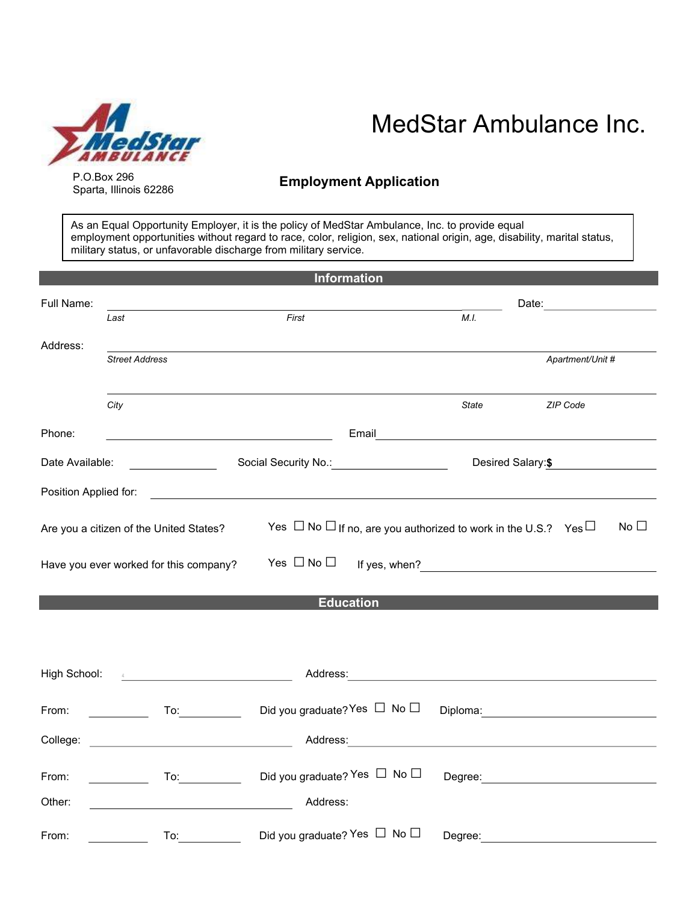# MedStar Ambulance Inc.

P.O.Box 296
Sparta, Illinois 62286

## Employment Application

As an Equal Opportunity Employer, it is the policy of MedStar Ambulance, Inc. to provide equal employment opportunities without regard to race, color, religion, sex, national origin, age, disability, marital status, military status, or unfavorable discharge from military service.

## Information

Full Name: ______________________________ Date: ____________

*Last* *First* *M.I.*

Address: ______________________________

*Street Address* *Apartment/Unit #*

______________________________

*City* *State* *ZIP Code*

Phone: ____________ Email ____________

Date Available: ____________ Social Security No.: ____________ Desired Salary: **$** ____________

Position Applied for: ______________________________

Are you a citizen of the United States? Yes ☐ No ☐ If no, are you authorized to work in the U.S.? Yes ☐ No ☐

Have you ever worked for this company? Yes ☐ No ☐ If yes, when? ____________

## Education

High School: ____________ Address: ____________

From: ________ To: ________ Did you graduate? Yes ☐ No ☐ Diploma: ____________

College: ____________ Address: ____________

From: ________ To: ________ Did you graduate? Yes ☐ No ☐ Degree: ____________

Other: ____________ Address:

From: ________ To: ________ Did you graduate? Yes ☐ No ☐ Degree: ____________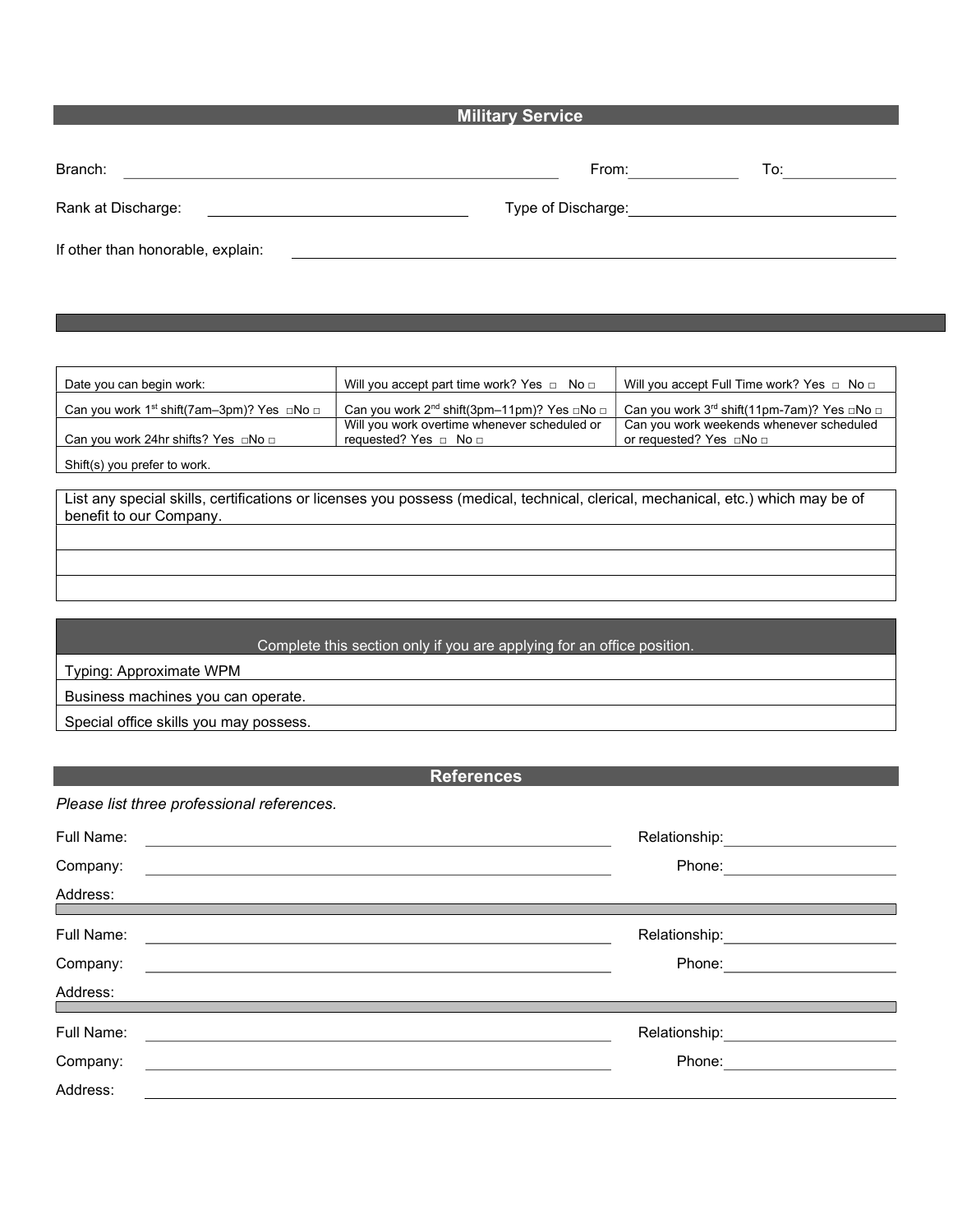## Military Service

Branch: ______________________________ From: __________ To: __________

Rank at Discharge: ______________________ Type of Discharge: ______________________

If other than honorable, explain: ____________________________________________

| Date you can begin work: | Will you accept part time work? Yes □ No □ | Will you accept Full Time work? Yes □ No □ |
|---|---|---|
| Can you work 1st shift(7am–3pm)? Yes □No □ | Can you work 2nd shift(3pm–11pm)? Yes □No □ | Can you work 3rd shift(11pm-7am)? Yes □No □ |
| Can you work 24hr shifts? Yes □No □ | Will you work overtime whenever scheduled or requested? Yes □ No □ | Can you work weekends whenever scheduled or requested? Yes □No □ |
| Shift(s) you prefer to work. | | |

| List any special skills, certifications or licenses you possess (medical, technical, clerical, mechanical, etc.) which may be of benefit to our Company. |
|---|
| |
| |
| |

| Complete this section only if you are applying for an office position. |
|---|
| Typing: Approximate WPM |
| Business machines you can operate. |
| Special office skills you may possess. |

## References

*Please list three professional references.*

Full Name: ______________________________ Relationship: ______________

Company: ______________________________ Phone: ______________

Address:

Full Name: ______________________________ Relationship: ______________

Company: ______________________________ Phone: ______________

Address:

Full Name: ______________________________ Relationship: ______________

Company: ______________________________ Phone: ______________

Address: ____________________________________________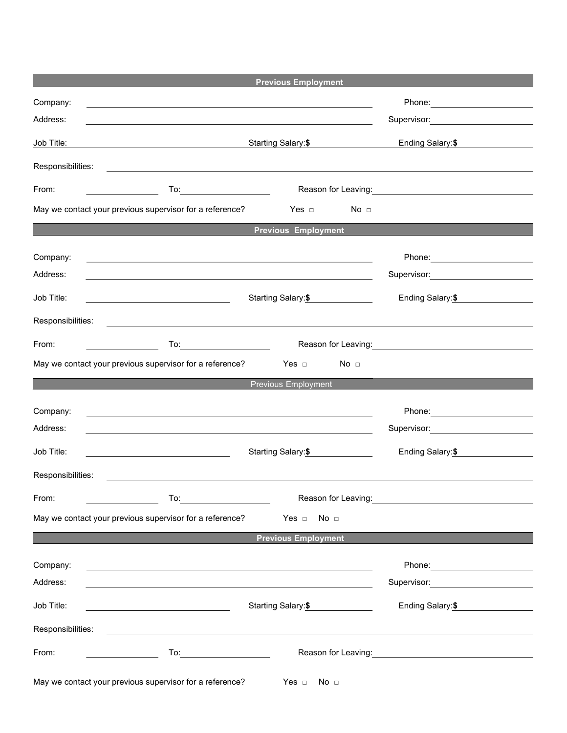## Previous Employment

Company: ______________________________ Phone: ______________

Address: ______________________________ Supervisor: ______________

Job Title: ______________ Starting Salary:$ ______________ Ending Salary:$ ______________

Responsibilities: ______________________________

From: ______________ To: ______________ Reason for Leaving: ______________

May we contact your previous supervisor for a reference? Yes □ No □

## Previous Employment

Company: ______________________________ Phone: ______________

Address: ______________________________ Supervisor: ______________

Job Title: ______________ Starting Salary:$ ______________ Ending Salary:$ ______________

Responsibilities: ______________________________

From: ______________ To: ______________ Reason for Leaving: ______________

May we contact your previous supervisor for a reference? Yes □ No □

## Previous Employment

Company: ______________________________ Phone: ______________

Address: ______________________________ Supervisor: ______________

Job Title: ______________ Starting Salary:$ ______________ Ending Salary:$ ______________

Responsibilities: ______________________________

From: ______________ To: ______________ Reason for Leaving: ______________

May we contact your previous supervisor for a reference? Yes □ No □

## Previous Employment

Company: ______________________________ Phone: ______________

Address: ______________________________ Supervisor: ______________

Job Title: ______________ Starting Salary:$ ______________ Ending Salary:$ ______________

Responsibilities: ______________________________

From: ______________ To: ______________ Reason for Leaving: ______________

May we contact your previous supervisor for a reference? Yes □ No □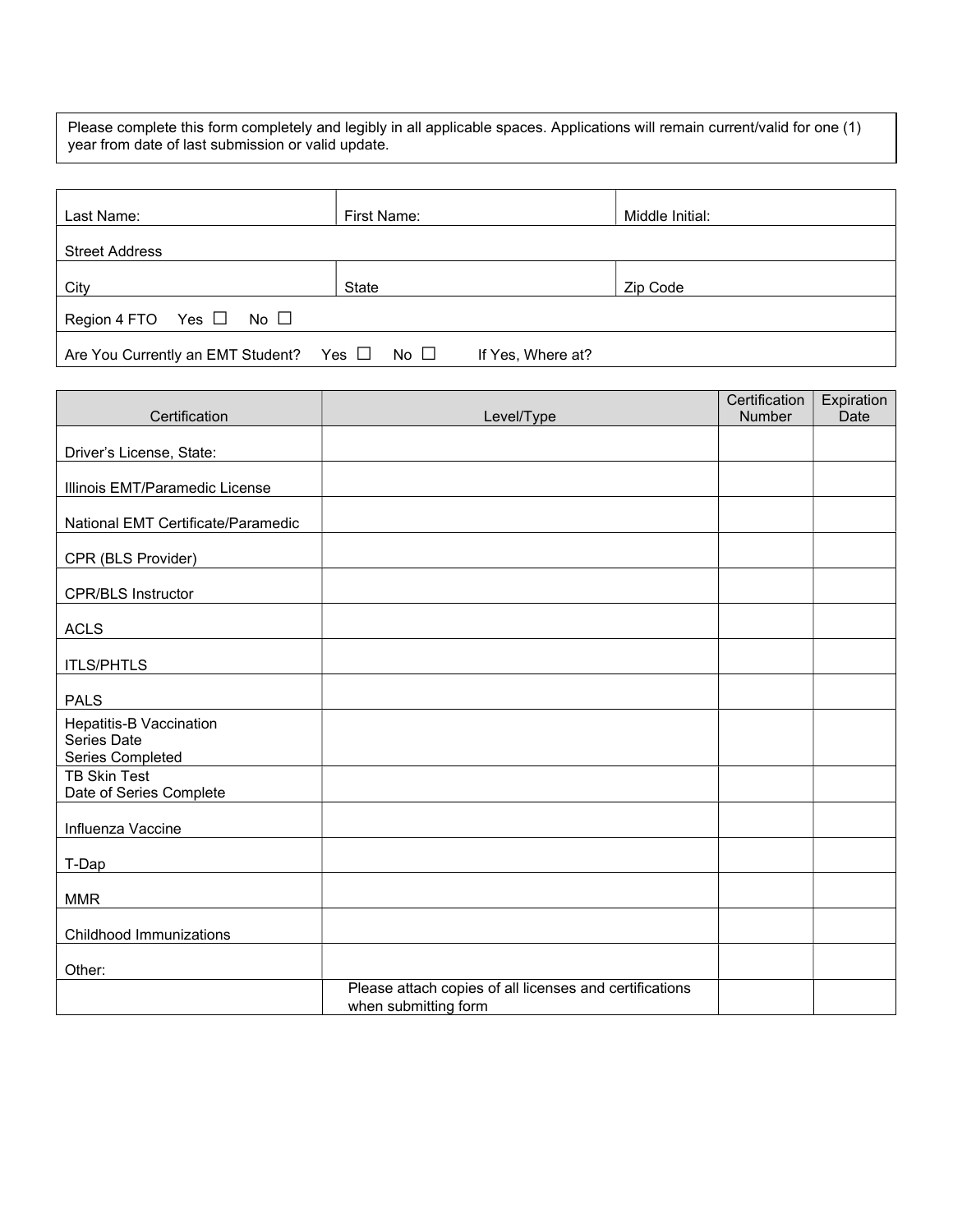Please complete this form completely and legibly in all applicable spaces. Applications will remain current/valid for one (1) year from date of last submission or valid update.

| Last Name: | First Name: | Middle Initial: |
|---|---|---|
| Street Address | | |
| City | State | Zip Code |
| Region 4 FTO Yes ☐ No ☐ | | |
| Are You Currently an EMT Student? Yes ☐ No ☐ If Yes, Where at? | | |

| Certification | Level/Type | Certification Number | Expiration Date |
|---|---|---|---|
| Driver's License, State: | | | |
| Illinois EMT/Paramedic License | | | |
| National EMT Certificate/Paramedic | | | |
| CPR (BLS Provider) | | | |
| CPR/BLS Instructor | | | |
| ACLS | | | |
| ITLS/PHTLS | | | |
| PALS | | | |
| Hepatitis-B Vaccination<br>Series Date<br>Series Completed | | | |
| TB Skin Test<br>Date of Series Complete | | | |
| Influenza Vaccine | | | |
| T-Dap | | | |
| MMR | | | |
| Childhood Immunizations | | | |
| Other: | | | |
| | Please attach copies of all licenses and certifications when submitting form | | |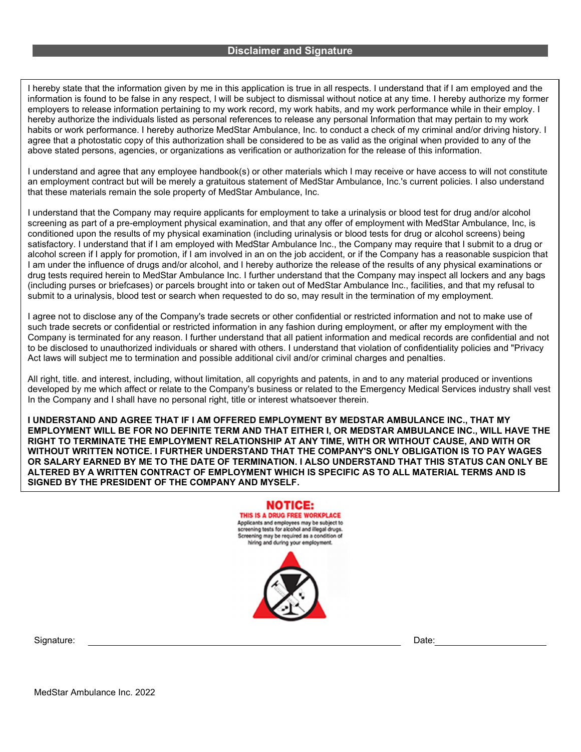## Disclaimer and Signature

I hereby state that the information given by me in this application is true in all respects. I understand that if I am employed and the information is found to be false in any respect, I will be subject to dismissal without notice at any time. I hereby authorize my former employers to release information pertaining to my work record, my work habits, and my work performance while in their employ. I hereby authorize the individuals listed as personal references to release any personal Information that may pertain to my work habits or work performance. I hereby authorize MedStar Ambulance, Inc. to conduct a check of my criminal and/or driving history. I agree that a photostatic copy of this authorization shall be considered to be as valid as the original when provided to any of the above stated persons, agencies, or organizations as verification or authorization for the release of this information.

I understand and agree that any employee handbook(s) or other materials which I may receive or have access to will not constitute an employment contract but will be merely a gratuitous statement of MedStar Ambulance, Inc.'s current policies. I also understand that these materials remain the sole property of MedStar Ambulance, Inc.

I understand that the Company may require applicants for employment to take a urinalysis or blood test for drug and/or alcohol screening as part of a pre-employment physical examination, and that any offer of employment with MedStar Ambulance, Inc, is conditioned upon the results of my physical examination (including urinalysis or blood tests for drug or alcohol screens) being satisfactory. I understand that if I am employed with MedStar Ambulance Inc., the Company may require that I submit to a drug or alcohol screen if I apply for promotion, if I am involved in an on the job accident, or if the Company has a reasonable suspicion that I am under the influence of drugs and/or alcohol, and I hereby authorize the release of the results of any physical examinations or drug tests required herein to MedStar Ambulance Inc. I further understand that the Company may inspect all lockers and any bags (including purses or briefcases) or parcels brought into or taken out of MedStar Ambulance Inc., facilities, and that my refusal to submit to a urinalysis, blood test or search when requested to do so, may result in the termination of my employment.

I agree not to disclose any of the Company's trade secrets or other confidential or restricted information and not to make use of such trade secrets or confidential or restricted information in any fashion during employment, or after my employment with the Company is terminated for any reason. I further understand that all patient information and medical records are confidential and not to be disclosed to unauthorized individuals or shared with others. I understand that violation of confidentiality policies and "Privacy Act laws will subject me to termination and possible additional civil and/or criminal charges and penalties.

All right, title. and interest, including, without limitation, all copyrights and patents, in and to any material produced or inventions developed by me which affect or relate to the Company's business or related to the Emergency Medical Services industry shall vest In the Company and I shall have no personal right, title or interest whatsoever therein.

**I UNDERSTAND AND AGREE THAT IF I AM OFFERED EMPLOYMENT BY MEDSTAR AMBULANCE INC., THAT MY EMPLOYMENT WILL BE FOR NO DEFINITE TERM AND THAT EITHER I, OR MEDSTAR AMBULANCE INC., WILL HAVE THE RIGHT TO TERMINATE THE EMPLOYMENT RELATIONSHIP AT ANY TIME, WITH OR WITHOUT CAUSE, AND WITH OR WITHOUT WRITTEN NOTICE. I FURTHER UNDERSTAND THAT THE COMPANY'S ONLY OBLIGATION IS TO PAY WAGES OR SALARY EARNED BY ME TO THE DATE OF TERMINATION. I ALSO UNDERSTAND THAT THIS STATUS CAN ONLY BE ALTERED BY A WRITTEN CONTRACT OF EMPLOYMENT WHICH IS SPECIFIC AS TO ALL MATERIAL TERMS AND IS SIGNED BY THE PRESIDENT OF THE COMPANY AND MYSELF.**

**NOTICE:**

**THIS IS A DRUG FREE WORKPLACE**

Applicants and employees may be subject to screening tests for alcohol and illegal drugs. Screening may be required as a condition of hiring and during your employment.

Signature: ______________________________ Date: ____________________

MedStar Ambulance Inc. 2022